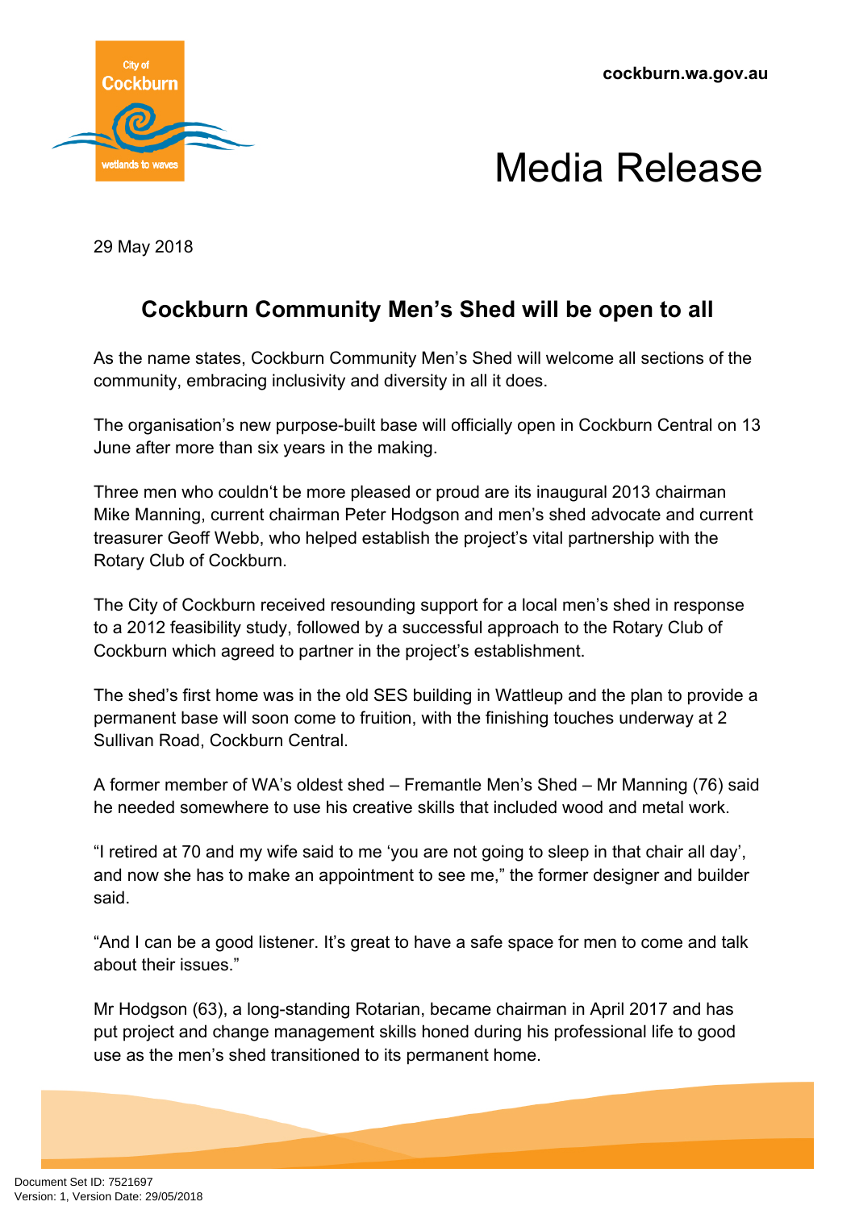cockburn.wa.gov.au

# Media Release

29 May 2018

## Cockburn Community Men's Shed will be open to all

As the name states, Cockburn Community Men's Shed will welcome all sections of the community, embracing inclusivity and diversity in all it does.

The organisation's new purpose-built base will officially open in Cockburn Central on 13 June after more than six years in the making.

Three men who couldn't be more pleased or proud are its inaugural 2013 chairman Mike Manning, current chairman Peter Hodgson and men's shed advocate and current treasurer Geoff Webb, who helped establish the project's vital partnership with the Rotary Club of Cockburn.

The City of Cockburn received resounding support for a local men's shed in response to a 2012 feasibility study, followed by a successful approach to the Rotary Club of Cockburn which agreed to partner in the project's establishment.

The shed's first home was in the old SES building in Wattleup and the plan to provide a permanent base will soon come to fruition, with the finishing touches underway at 2 Sullivan Road, Cockburn Central.

A former member of WA's oldest shed – Fremantle Men's Shed – Mr Manning (76) said he needed somewhere to use his creative skills that included wood and metal work.

"I retired at 70 and my wife said to me 'you are not going to sleep in that chair all day', and now she has to make an appointment to see me," the former designer and builder said.

"And I can be a good listener. It's great to have a safe space for men to come and talk about their issues."

Mr Hodgson (63), a long-standing Rotarian, became chairman in April 2017 and has put project and change management skills honed during his professional life to good use as the men's shed transitioned to its permanent home.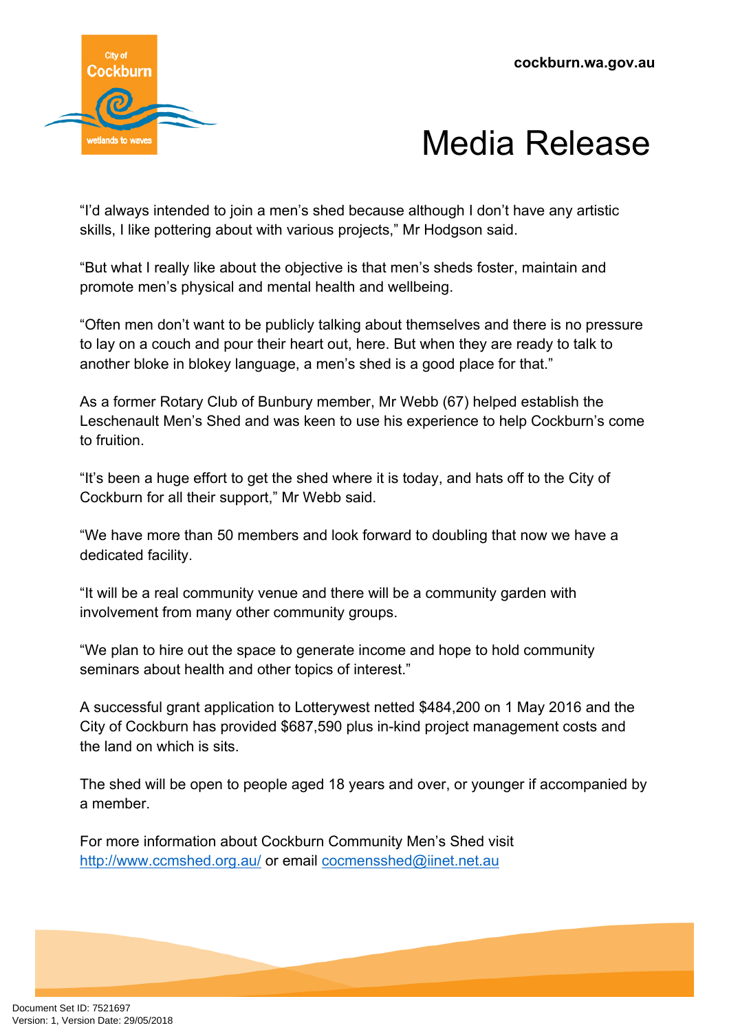"I'd always intended to join a men's shed because although I don't have any artistic skills, I like pottering about with various projects," Mr Hodgson said.

"But what I really like about the objective is that men's sheds foster, maintain and promote men's physical and mental health and wellbeing.

"Often men don't want to be publicly talking about themselves and there is no pressure to lay on a couch and pour their heart out, here. But when they are ready to talk to another bloke in blokey language, a men's shed is a good place for that."

As a former Rotary Club of Bunbury member, Mr Webb (67) helped establish the Leschenault Men's Shed and was keen to use his experience to help Cockburn's come to fruition.

"It's been a huge effort to get the shed where it is today, and hats off to the City of Cockburn for all their support," Mr Webb said.

"We have more than 50 members and look forward to doubling that now we have a dedicated facility.

"It will be a real community venue and there will be a community garden with involvement from many other community groups.

"We plan to hire out the space to generate income and hope to hold community seminars about health and other topics of interest."

A successful grant application to Lotterywest netted $484,200 on 1 May 2016 and the City of Cockburn has provided $687,590 plus in-kind project management costs and the land on which is sits.

The shed will be open to people aged 18 years and over, or younger if accompanied by a member.

For more information about Cockburn Community Men's Shed visit http://www.ccmshed.org.au/ or email cocmensshed@iinet.net.au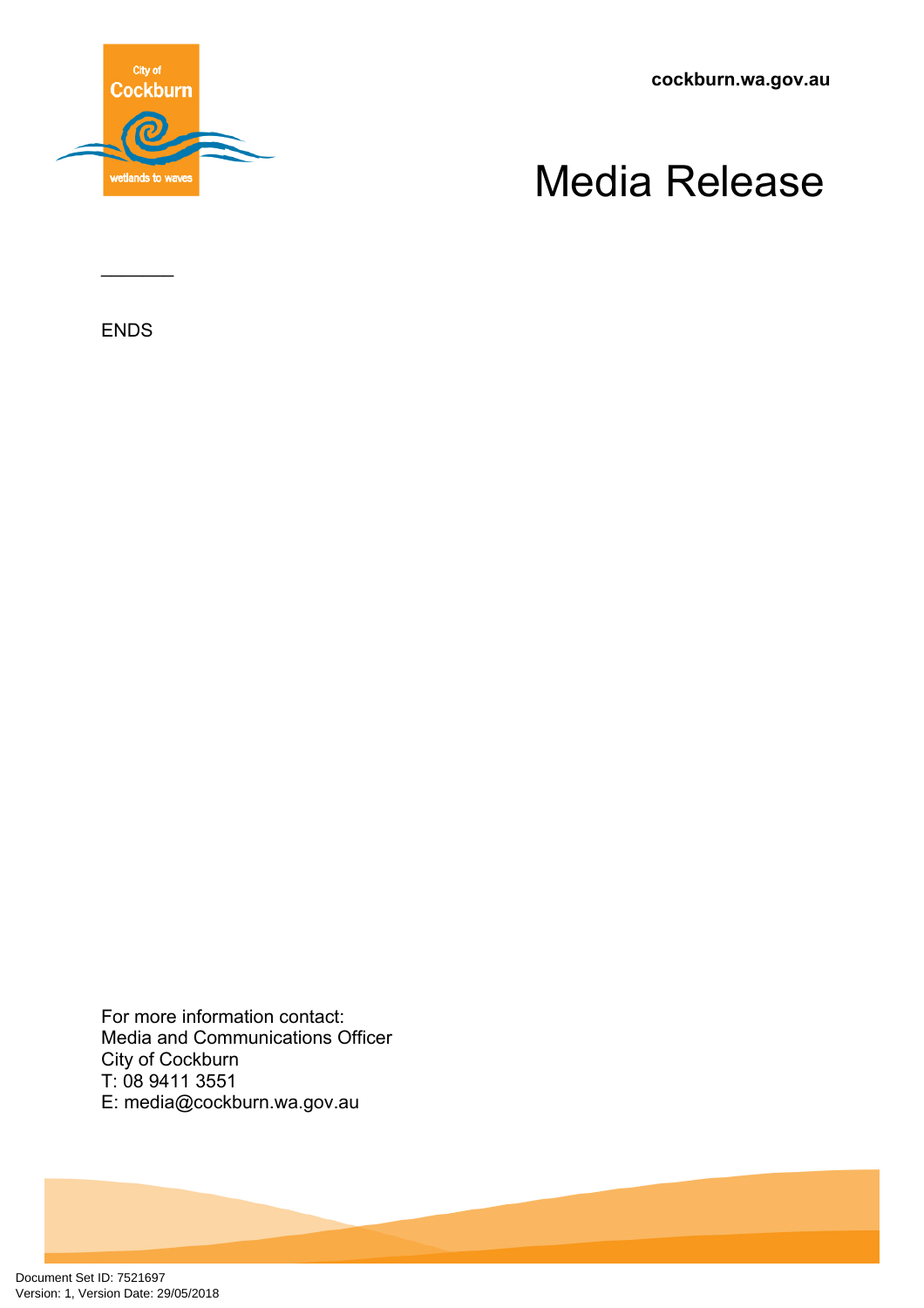cockburn.wa.gov.au

# Media Release

_______

ENDS

For more information contact:
Media and Communications Officer
City of Cockburn
T: 08 9411 3551
E: media@cockburn.wa.gov.au

Document Set ID: 7521697
Version: 1, Version Date: 29/05/2018